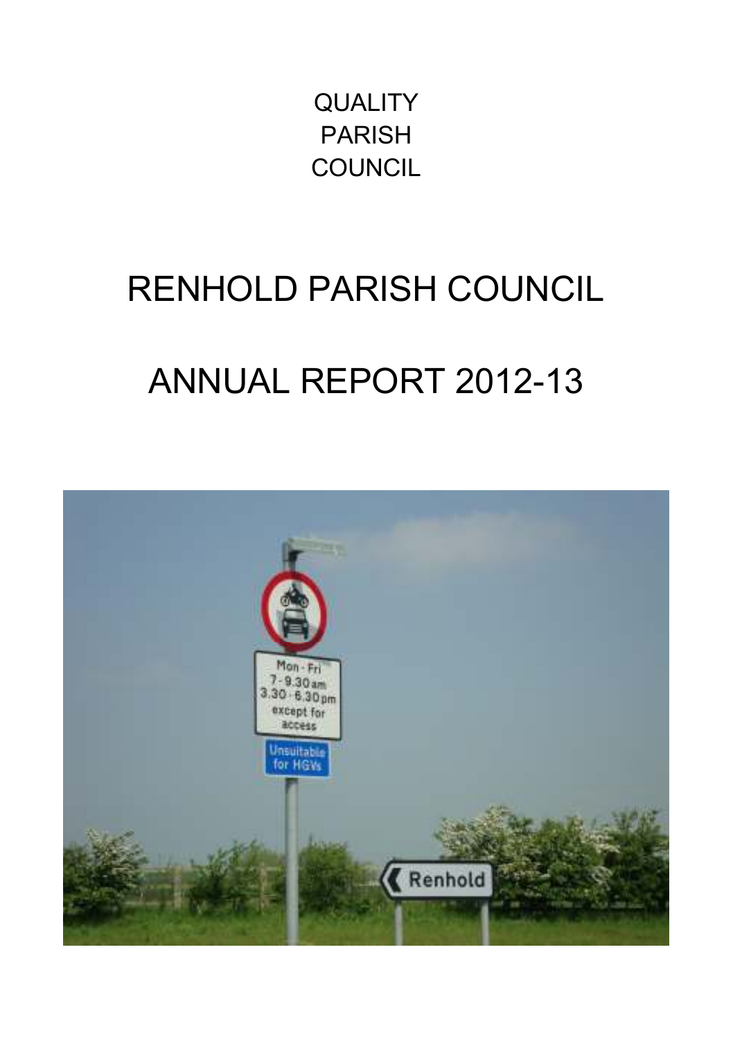QUALITY
PARISH
COUNCIL

# RENHOLD PARISH COUNCIL

# ANNUAL REPORT 2012-13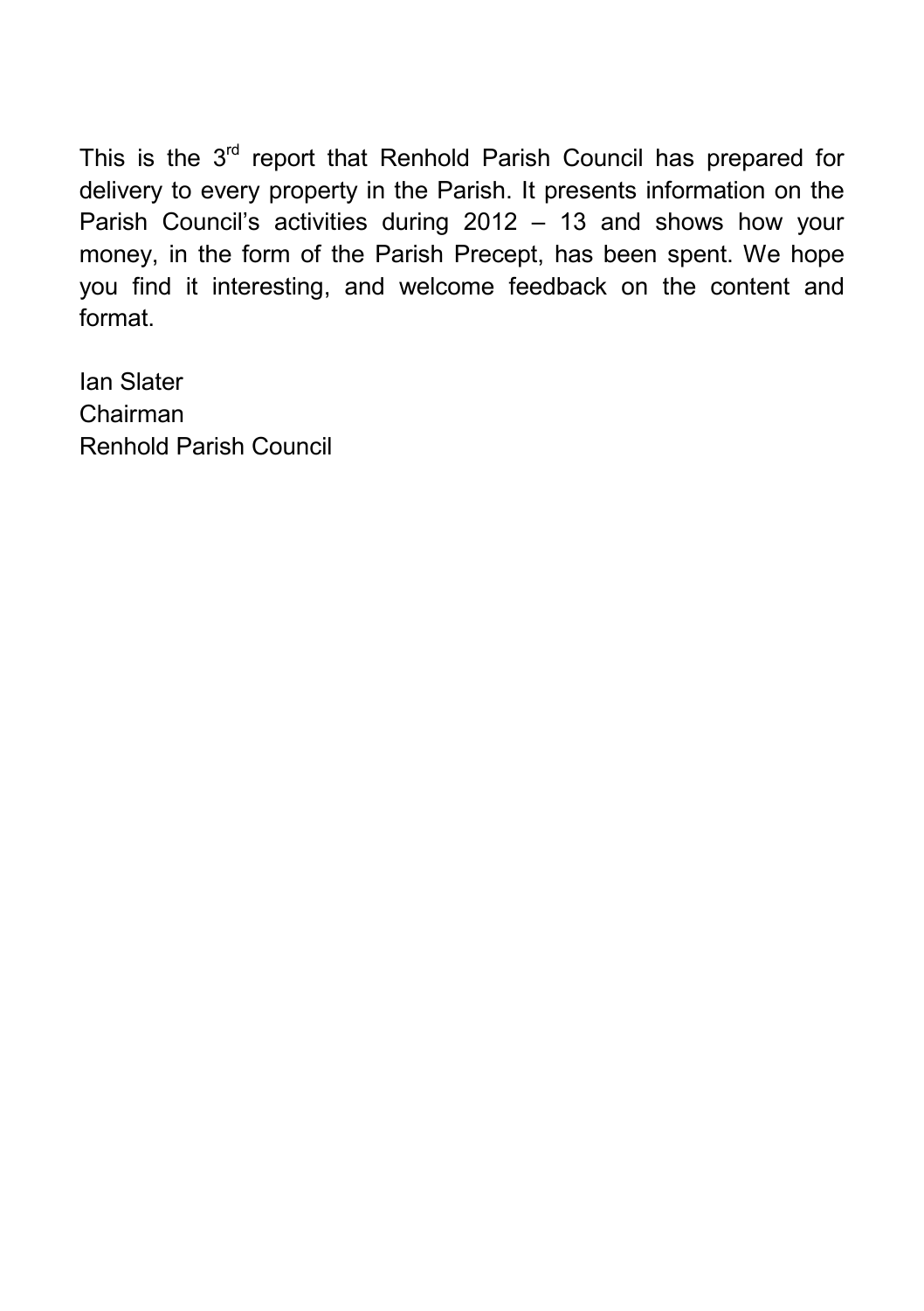This is the 3rd report that Renhold Parish Council has prepared for delivery to every property in the Parish. It presents information on the Parish Council's activities during 2012 – 13 and shows how your money, in the form of the Parish Precept, has been spent. We hope you find it interesting, and welcome feedback on the content and format.

Ian Slater
Chairman
Renhold Parish Council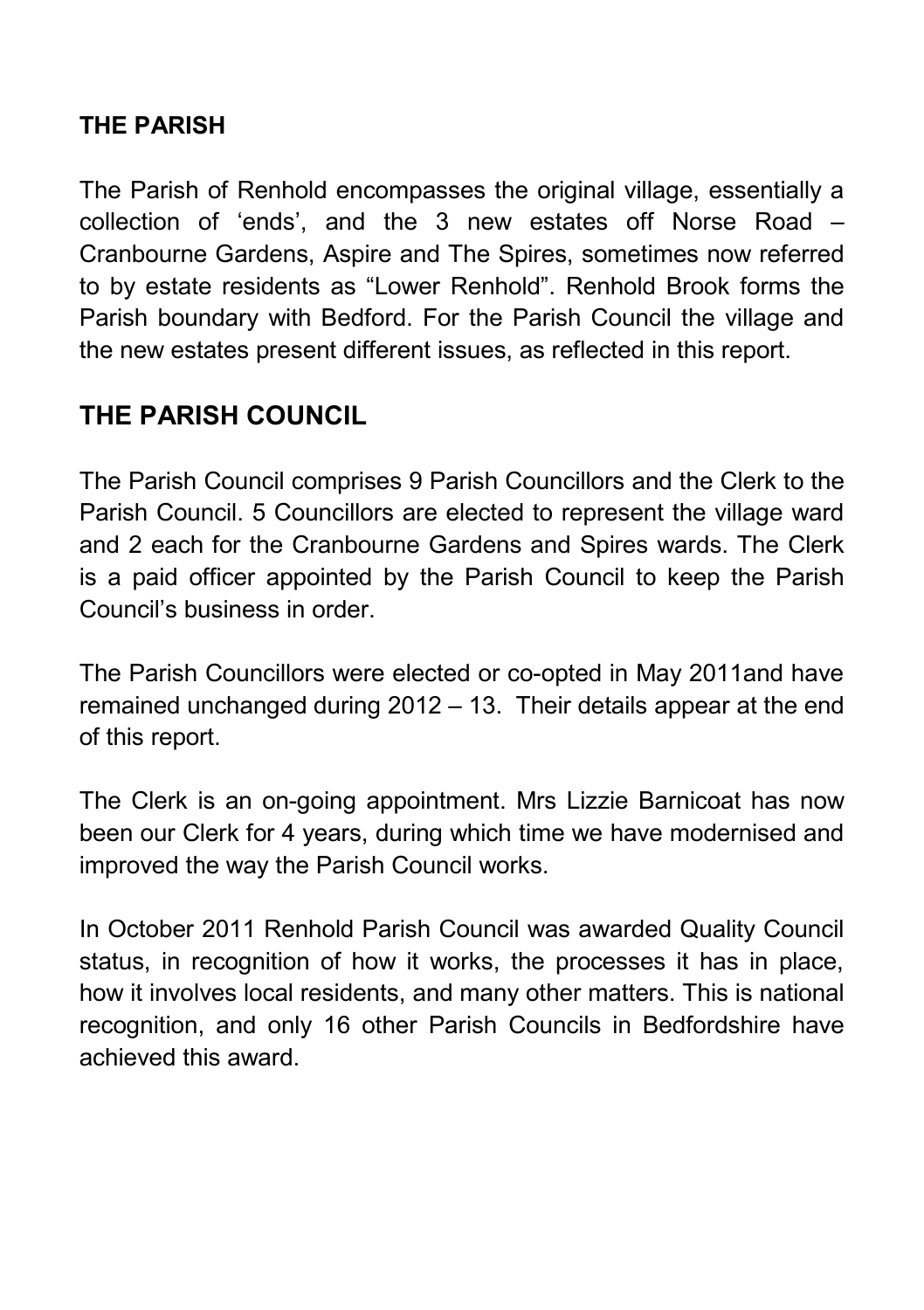## THE PARISH

The Parish of Renhold encompasses the original village, essentially a collection of 'ends', and the 3 new estates off Norse Road – Cranbourne Gardens, Aspire and The Spires, sometimes now referred to by estate residents as "Lower Renhold". Renhold Brook forms the Parish boundary with Bedford. For the Parish Council the village and the new estates present different issues, as reflected in this report.

## THE PARISH COUNCIL

The Parish Council comprises 9 Parish Councillors and the Clerk to the Parish Council. 5 Councillors are elected to represent the village ward and 2 each for the Cranbourne Gardens and Spires wards. The Clerk is a paid officer appointed by the Parish Council to keep the Parish Council's business in order.

The Parish Councillors were elected or co-opted in May 2011and have remained unchanged during 2012 – 13. Their details appear at the end of this report.

The Clerk is an on-going appointment. Mrs Lizzie Barnicoat has now been our Clerk for 4 years, during which time we have modernised and improved the way the Parish Council works.

In October 2011 Renhold Parish Council was awarded Quality Council status, in recognition of how it works, the processes it has in place, how it involves local residents, and many other matters. This is national recognition, and only 16 other Parish Councils in Bedfordshire have achieved this award.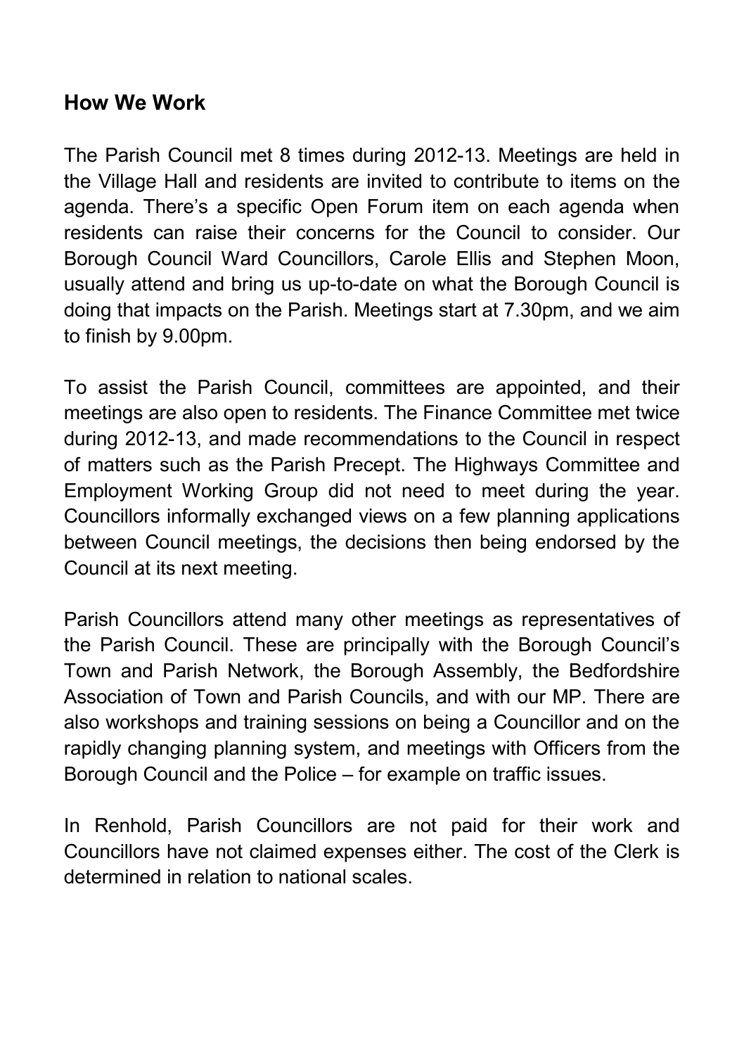## How We Work

The Parish Council met 8 times during 2012-13. Meetings are held in the Village Hall and residents are invited to contribute to items on the agenda. There's a specific Open Forum item on each agenda when residents can raise their concerns for the Council to consider. Our Borough Council Ward Councillors, Carole Ellis and Stephen Moon, usually attend and bring us up-to-date on what the Borough Council is doing that impacts on the Parish. Meetings start at 7.30pm, and we aim to finish by 9.00pm.

To assist the Parish Council, committees are appointed, and their meetings are also open to residents. The Finance Committee met twice during 2012-13, and made recommendations to the Council in respect of matters such as the Parish Precept. The Highways Committee and Employment Working Group did not need to meet during the year. Councillors informally exchanged views on a few planning applications between Council meetings, the decisions then being endorsed by the Council at its next meeting.

Parish Councillors attend many other meetings as representatives of the Parish Council. These are principally with the Borough Council's Town and Parish Network, the Borough Assembly, the Bedfordshire Association of Town and Parish Councils, and with our MP. There are also workshops and training sessions on being a Councillor and on the rapidly changing planning system, and meetings with Officers from the Borough Council and the Police – for example on traffic issues.

In Renhold, Parish Councillors are not paid for their work and Councillors have not claimed expenses either. The cost of the Clerk is determined in relation to national scales.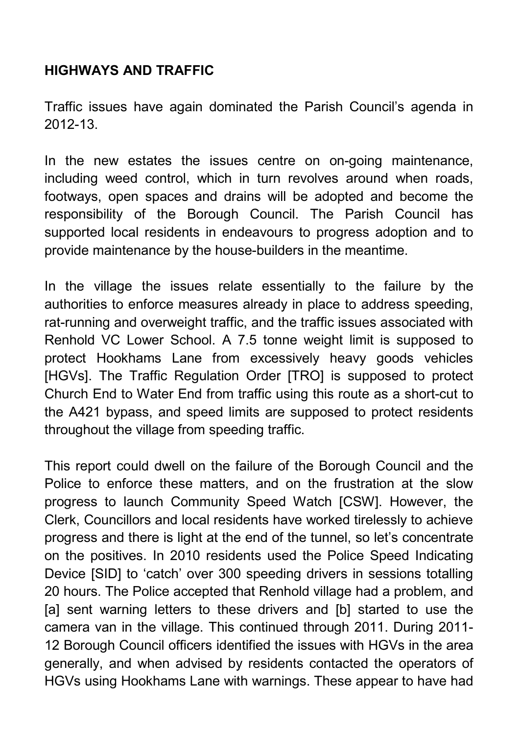**HIGHWAYS AND TRAFFIC**

Traffic issues have again dominated the Parish Council's agenda in 2012-13.

In the new estates the issues centre on on-going maintenance, including weed control, which in turn revolves around when roads, footways, open spaces and drains will be adopted and become the responsibility of the Borough Council. The Parish Council has supported local residents in endeavours to progress adoption and to provide maintenance by the house-builders in the meantime.

In the village the issues relate essentially to the failure by the authorities to enforce measures already in place to address speeding, rat-running and overweight traffic, and the traffic issues associated with Renhold VC Lower School. A 7.5 tonne weight limit is supposed to protect Hookhams Lane from excessively heavy goods vehicles [HGVs]. The Traffic Regulation Order [TRO] is supposed to protect Church End to Water End from traffic using this route as a short-cut to the A421 bypass, and speed limits are supposed to protect residents throughout the village from speeding traffic.

This report could dwell on the failure of the Borough Council and the Police to enforce these matters, and on the frustration at the slow progress to launch Community Speed Watch [CSW]. However, the Clerk, Councillors and local residents have worked tirelessly to achieve progress and there is light at the end of the tunnel, so let's concentrate on the positives. In 2010 residents used the Police Speed Indicating Device [SID] to 'catch' over 300 speeding drivers in sessions totalling 20 hours. The Police accepted that Renhold village had a problem, and [a] sent warning letters to these drivers and [b] started to use the camera van in the village. This continued through 2011. During 2011-12 Borough Council officers identified the issues with HGVs in the area generally, and when advised by residents contacted the operators of HGVs using Hookhams Lane with warnings. These appear to have had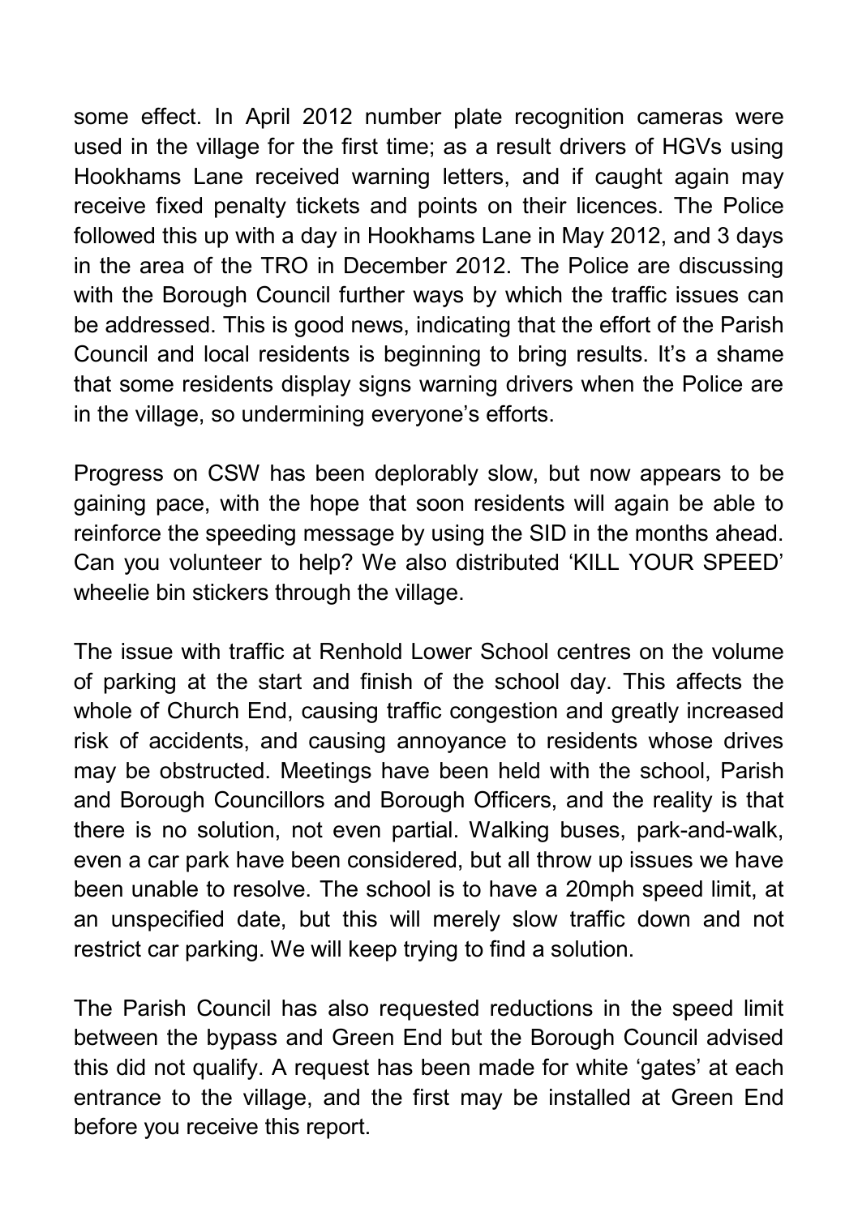some effect. In April 2012 number plate recognition cameras were used in the village for the first time; as a result drivers of HGVs using Hookhams Lane received warning letters, and if caught again may receive fixed penalty tickets and points on their licences. The Police followed this up with a day in Hookhams Lane in May 2012, and 3 days in the area of the TRO in December 2012. The Police are discussing with the Borough Council further ways by which the traffic issues can be addressed. This is good news, indicating that the effort of the Parish Council and local residents is beginning to bring results. It's a shame that some residents display signs warning drivers when the Police are in the village, so undermining everyone's efforts.

Progress on CSW has been deplorably slow, but now appears to be gaining pace, with the hope that soon residents will again be able to reinforce the speeding message by using the SID in the months ahead. Can you volunteer to help? We also distributed 'KILL YOUR SPEED' wheelie bin stickers through the village.

The issue with traffic at Renhold Lower School centres on the volume of parking at the start and finish of the school day. This affects the whole of Church End, causing traffic congestion and greatly increased risk of accidents, and causing annoyance to residents whose drives may be obstructed. Meetings have been held with the school, Parish and Borough Councillors and Borough Officers, and the reality is that there is no solution, not even partial. Walking buses, park-and-walk, even a car park have been considered, but all throw up issues we have been unable to resolve. The school is to have a 20mph speed limit, at an unspecified date, but this will merely slow traffic down and not restrict car parking. We will keep trying to find a solution.

The Parish Council has also requested reductions in the speed limit between the bypass and Green End but the Borough Council advised this did not qualify. A request has been made for white 'gates' at each entrance to the village, and the first may be installed at Green End before you receive this report.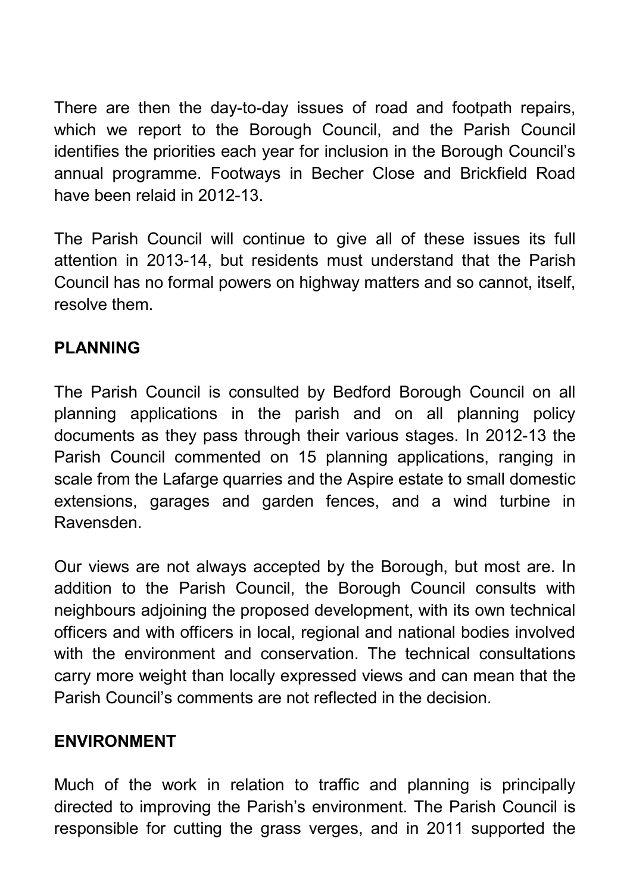There are then the day-to-day issues of road and footpath repairs, which we report to the Borough Council, and the Parish Council identifies the priorities each year for inclusion in the Borough Council's annual programme. Footways in Becher Close and Brickfield Road have been relaid in 2012-13.

The Parish Council will continue to give all of these issues its full attention in 2013-14, but residents must understand that the Parish Council has no formal powers on highway matters and so cannot, itself, resolve them.

## PLANNING

The Parish Council is consulted by Bedford Borough Council on all planning applications in the parish and on all planning policy documents as they pass through their various stages. In 2012-13 the Parish Council commented on 15 planning applications, ranging in scale from the Lafarge quarries and the Aspire estate to small domestic extensions, garages and garden fences, and a wind turbine in Ravensden.

Our views are not always accepted by the Borough, but most are. In addition to the Parish Council, the Borough Council consults with neighbours adjoining the proposed development, with its own technical officers and with officers in local, regional and national bodies involved with the environment and conservation. The technical consultations carry more weight than locally expressed views and can mean that the Parish Council's comments are not reflected in the decision.

## ENVIRONMENT

Much of the work in relation to traffic and planning is principally directed to improving the Parish's environment. The Parish Council is responsible for cutting the grass verges, and in 2011 supported the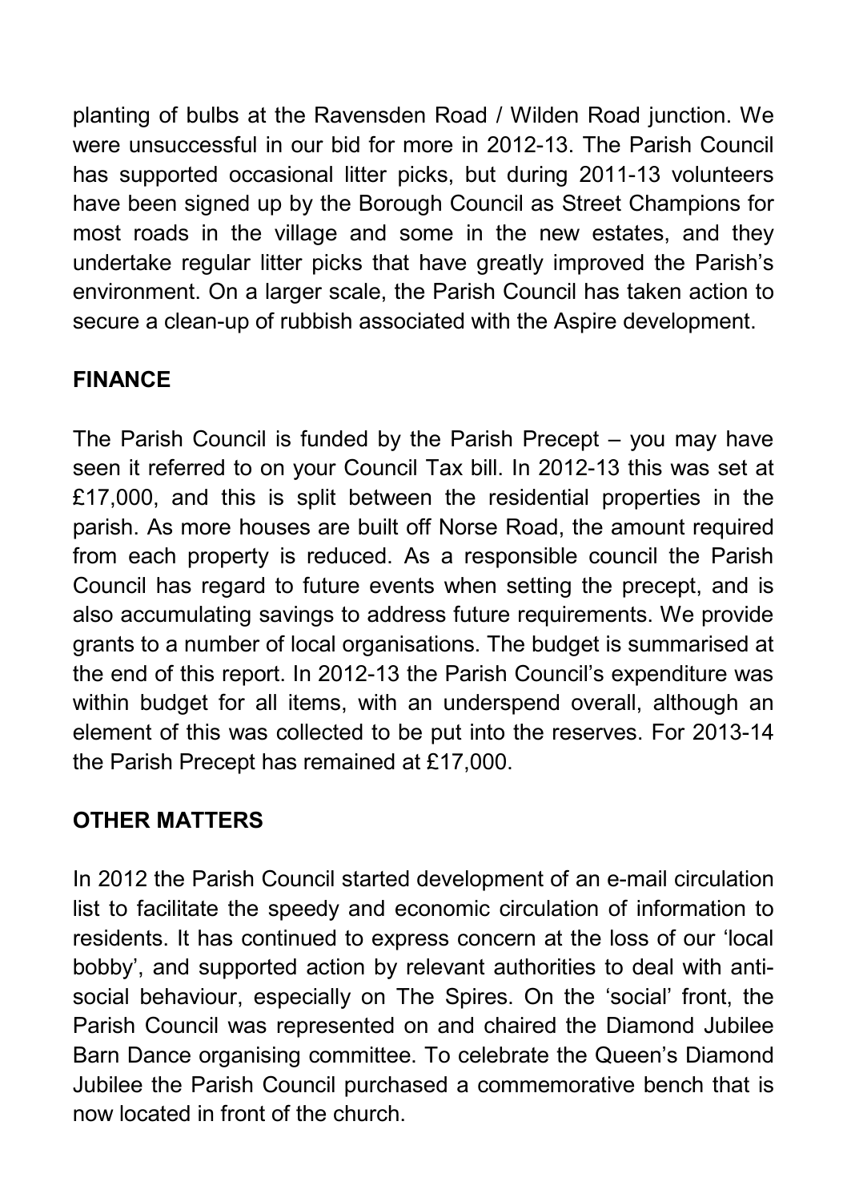planting of bulbs at the Ravensden Road / Wilden Road junction. We were unsuccessful in our bid for more in 2012-13. The Parish Council has supported occasional litter picks, but during 2011-13 volunteers have been signed up by the Borough Council as Street Champions for most roads in the village and some in the new estates, and they undertake regular litter picks that have greatly improved the Parish's environment. On a larger scale, the Parish Council has taken action to secure a clean-up of rubbish associated with the Aspire development.

## FINANCE

The Parish Council is funded by the Parish Precept – you may have seen it referred to on your Council Tax bill. In 2012-13 this was set at £17,000, and this is split between the residential properties in the parish. As more houses are built off Norse Road, the amount required from each property is reduced. As a responsible council the Parish Council has regard to future events when setting the precept, and is also accumulating savings to address future requirements. We provide grants to a number of local organisations. The budget is summarised at the end of this report. In 2012-13 the Parish Council's expenditure was within budget for all items, with an underspend overall, although an element of this was collected to be put into the reserves. For 2013-14 the Parish Precept has remained at £17,000.

## OTHER MATTERS

In 2012 the Parish Council started development of an e-mail circulation list to facilitate the speedy and economic circulation of information to residents. It has continued to express concern at the loss of our 'local bobby', and supported action by relevant authorities to deal with anti-social behaviour, especially on The Spires. On the 'social' front, the Parish Council was represented on and chaired the Diamond Jubilee Barn Dance organising committee. To celebrate the Queen's Diamond Jubilee the Parish Council purchased a commemorative bench that is now located in front of the church.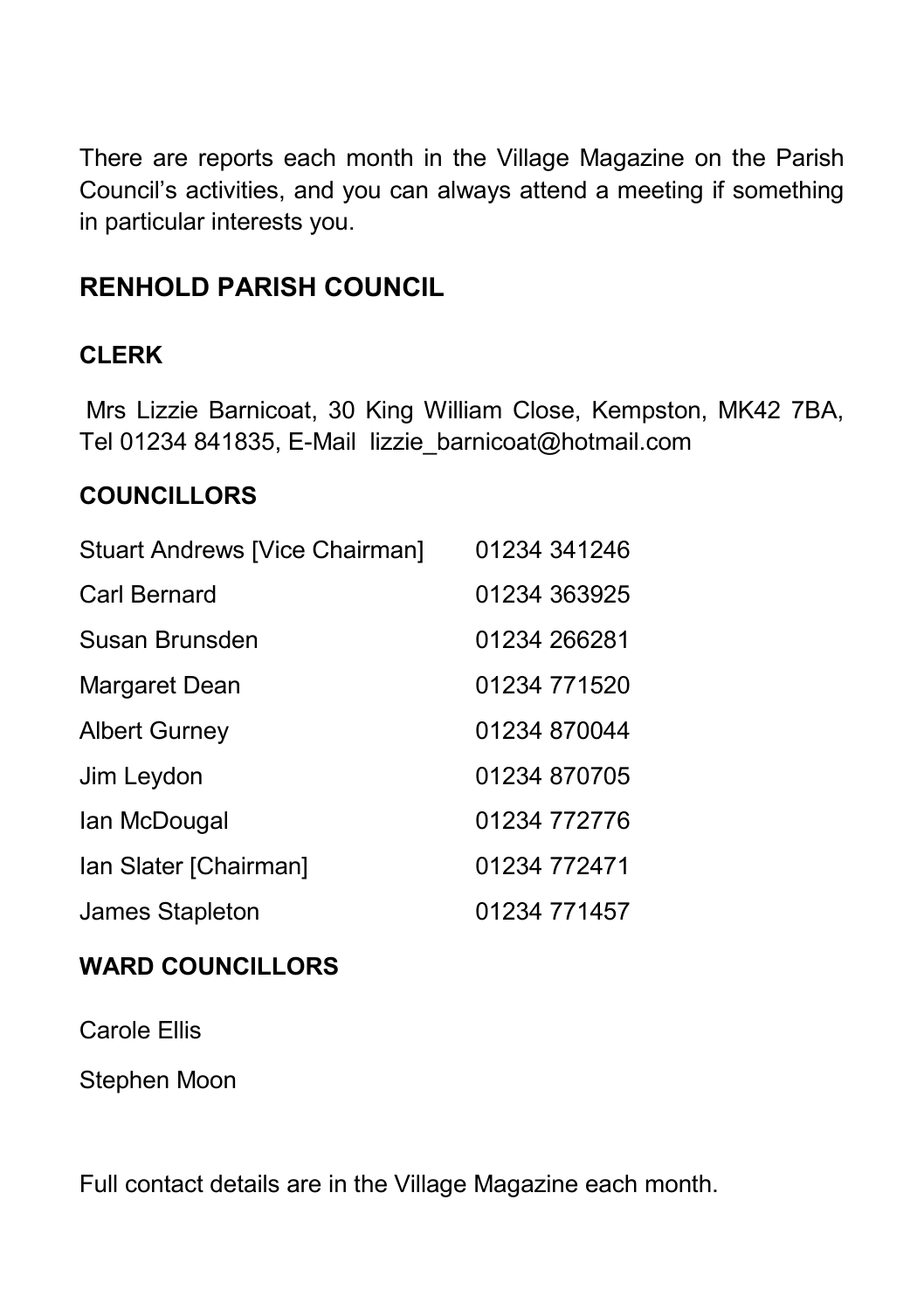There are reports each month in the Village Magazine on the Parish Council's activities, and you can always attend a meeting if something in particular interests you.

## RENHOLD PARISH COUNCIL

### CLERK

Mrs Lizzie Barnicoat, 30 King William Close, Kempston, MK42 7BA, Tel 01234 841835, E-Mail lizzie_barnicoat@hotmail.com

### COUNCILLORS

| | |
|---|---|
| Stuart Andrews [Vice Chairman] | 01234 341246 |
| Carl Bernard | 01234 363925 |
| Susan Brunsden | 01234 266281 |
| Margaret Dean | 01234 771520 |
| Albert Gurney | 01234 870044 |
| Jim Leydon | 01234 870705 |
| Ian McDougal | 01234 772776 |
| Ian Slater [Chairman] | 01234 772471 |
| James Stapleton | 01234 771457 |

### WARD COUNCILLORS

Carole Ellis

Stephen Moon

Full contact details are in the Village Magazine each month.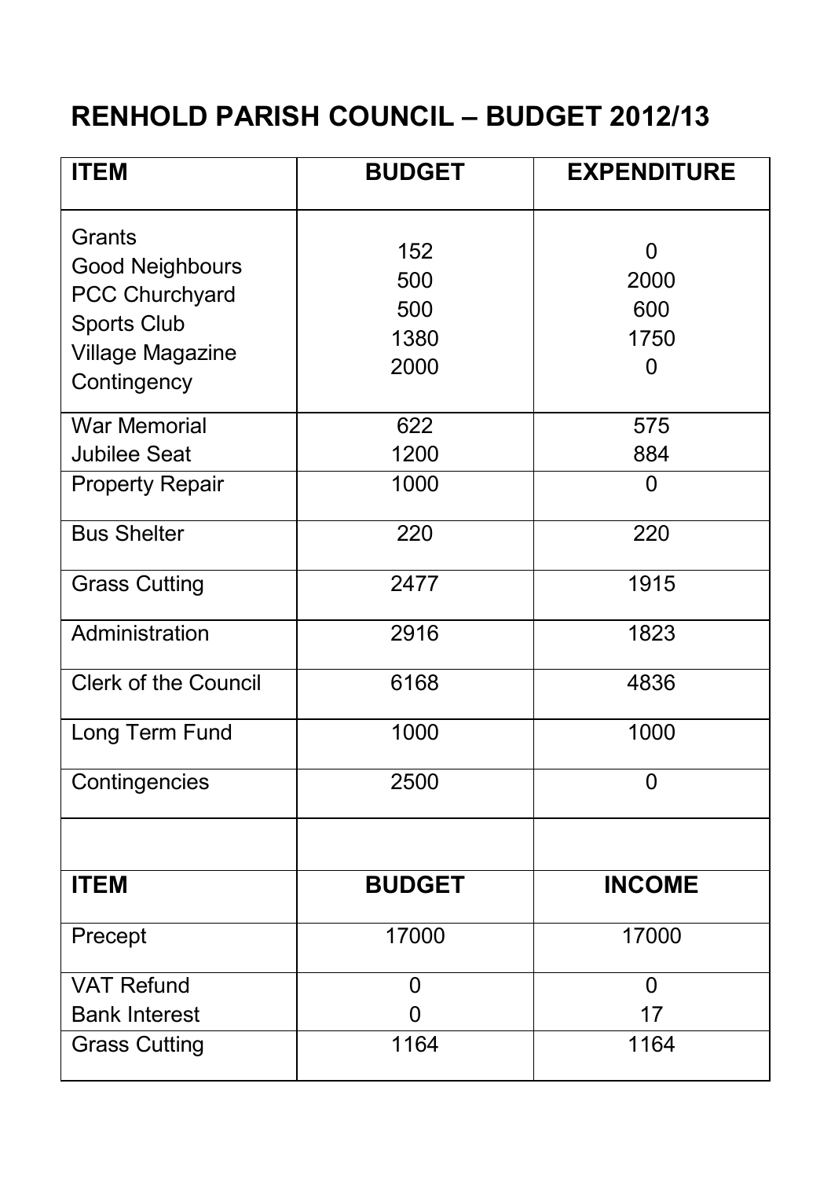# RENHOLD PARISH COUNCIL – BUDGET 2012/13

| ITEM | BUDGET | EXPENDITURE |
|---|---|---|
| Grants | | |
| Good Neighbours | 152 | 0 |
| PCC Churchyard | 500 | 2000 |
| Sports Club | 500 | 600 |
| Village Magazine | 1380 | 1750 |
| Contingency | 2000 | 0 |
| War Memorial | 622 | 575 |
| Jubilee Seat | 1200 | 884 |
| Property Repair | 1000 | 0 |
| Bus Shelter | 220 | 220 |
| Grass Cutting | 2477 | 1915 |
| Administration | 2916 | 1823 |
| Clerk of the Council | 6168 | 4836 |
| Long Term Fund | 1000 | 1000 |
| Contingencies | 2500 | 0 |
| | | |
| **ITEM** | **BUDGET** | **INCOME** |
| Precept | 17000 | 17000 |
| VAT Refund | 0 | 0 |
| Bank Interest | 0 | 17 |
| Grass Cutting | 1164 | 1164 |